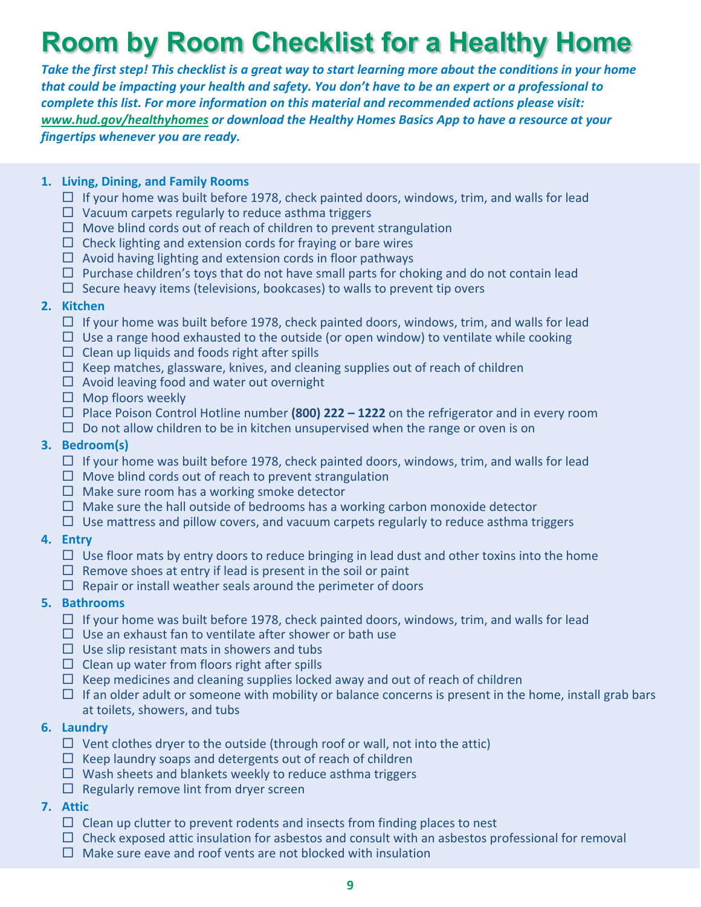# Room by Room Checklist for a Healthy Home

***Take the first step! This checklist is a great way to start learning more about the conditions in your home that could be impacting your health and safety. You don't have to be an expert or a professional to complete this list. For more information on this material and recommended actions please visit: [www.hud.gov/healthyhomes](http://www.hud.gov/healthyhomes) or download the Healthy Homes Basics App to have a resource at your fingertips whenever you are ready.***

1. **Living, Dining, and Family Rooms**
   - ☐ If your home was built before 1978, check painted doors, windows, trim, and walls for lead
   - ☐ Vacuum carpets regularly to reduce asthma triggers
   - ☐ Move blind cords out of reach of children to prevent strangulation
   - ☐ Check lighting and extension cords for fraying or bare wires
   - ☐ Avoid having lighting and extension cords in floor pathways
   - ☐ Purchase children's toys that do not have small parts for choking and do not contain lead
   - ☐ Secure heavy items (televisions, bookcases) to walls to prevent tip overs
2. **Kitchen**
   - ☐ If your home was built before 1978, check painted doors, windows, trim, and walls for lead
   - ☐ Use a range hood exhausted to the outside (or open window) to ventilate while cooking
   - ☐ Clean up liquids and foods right after spills
   - ☐ Keep matches, glassware, knives, and cleaning supplies out of reach of children
   - ☐ Avoid leaving food and water out overnight
   - ☐ Mop floors weekly
   - ☐ Place Poison Control Hotline number **(800) 222 – 1222** on the refrigerator and in every room
   - ☐ Do not allow children to be in kitchen unsupervised when the range or oven is on
3. **Bedroom(s)**
   - ☐ If your home was built before 1978, check painted doors, windows, trim, and walls for lead
   - ☐ Move blind cords out of reach to prevent strangulation
   - ☐ Make sure room has a working smoke detector
   - ☐ Make sure the hall outside of bedrooms has a working carbon monoxide detector
   - ☐ Use mattress and pillow covers, and vacuum carpets regularly to reduce asthma triggers
4. **Entry**
   - ☐ Use floor mats by entry doors to reduce bringing in lead dust and other toxins into the home
   - ☐ Remove shoes at entry if lead is present in the soil or paint
   - ☐ Repair or install weather seals around the perimeter of doors
5. **Bathrooms**
   - ☐ If your home was built before 1978, check painted doors, windows, trim, and walls for lead
   - ☐ Use an exhaust fan to ventilate after shower or bath use
   - ☐ Use slip resistant mats in showers and tubs
   - ☐ Clean up water from floors right after spills
   - ☐ Keep medicines and cleaning supplies locked away and out of reach of children
   - ☐ If an older adult or someone with mobility or balance concerns is present in the home, install grab bars at toilets, showers, and tubs
6. **Laundry**
   - ☐ Vent clothes dryer to the outside (through roof or wall, not into the attic)
   - ☐ Keep laundry soaps and detergents out of reach of children
   - ☐ Wash sheets and blankets weekly to reduce asthma triggers
   - ☐ Regularly remove lint from dryer screen
7. **Attic**
   - ☐ Clean up clutter to prevent rodents and insects from finding places to nest
   - ☐ Check exposed attic insulation for asbestos and consult with an asbestos professional for removal
   - ☐ Make sure eave and roof vents are not blocked with insulation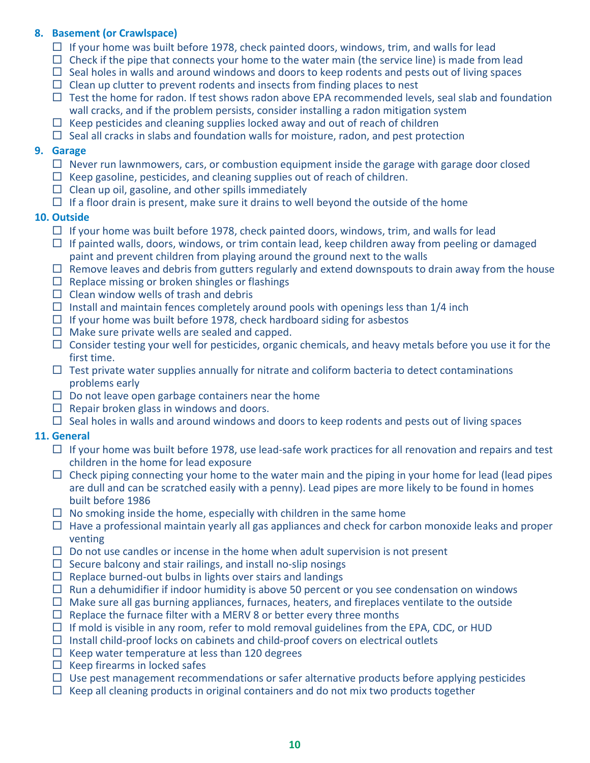### 8. Basement (or Crawlspace)

- ☐ If your home was built before 1978, check painted doors, windows, trim, and walls for lead
- ☐ Check if the pipe that connects your home to the water main (the service line) is made from lead
- ☐ Seal holes in walls and around windows and doors to keep rodents and pests out of living spaces
- ☐ Clean up clutter to prevent rodents and insects from finding places to nest
- ☐ Test the home for radon. If test shows radon above EPA recommended levels, seal slab and foundation wall cracks, and if the problem persists, consider installing a radon mitigation system
- ☐ Keep pesticides and cleaning supplies locked away and out of reach of children
- ☐ Seal all cracks in slabs and foundation walls for moisture, radon, and pest protection

### 9. Garage

- ☐ Never run lawnmowers, cars, or combustion equipment inside the garage with garage door closed
- ☐ Keep gasoline, pesticides, and cleaning supplies out of reach of children.
- ☐ Clean up oil, gasoline, and other spills immediately
- ☐ If a floor drain is present, make sure it drains to well beyond the outside of the home

### 10. Outside

- ☐ If your home was built before 1978, check painted doors, windows, trim, and walls for lead
- ☐ If painted walls, doors, windows, or trim contain lead, keep children away from peeling or damaged paint and prevent children from playing around the ground next to the walls
- ☐ Remove leaves and debris from gutters regularly and extend downspouts to drain away from the house
- ☐ Replace missing or broken shingles or flashings
- ☐ Clean window wells of trash and debris
- ☐ Install and maintain fences completely around pools with openings less than 1/4 inch
- ☐ If your home was built before 1978, check hardboard siding for asbestos
- ☐ Make sure private wells are sealed and capped.
- ☐ Consider testing your well for pesticides, organic chemicals, and heavy metals before you use it for the first time.
- ☐ Test private water supplies annually for nitrate and coliform bacteria to detect contaminations problems early
- ☐ Do not leave open garbage containers near the home
- ☐ Repair broken glass in windows and doors.
- ☐ Seal holes in walls and around windows and doors to keep rodents and pests out of living spaces

### 11. General

- ☐ If your home was built before 1978, use lead-safe work practices for all renovation and repairs and test children in the home for lead exposure
- ☐ Check piping connecting your home to the water main and the piping in your home for lead (lead pipes are dull and can be scratched easily with a penny). Lead pipes are more likely to be found in homes built before 1986
- ☐ No smoking inside the home, especially with children in the same home
- ☐ Have a professional maintain yearly all gas appliances and check for carbon monoxide leaks and proper venting
- ☐ Do not use candles or incense in the home when adult supervision is not present
- ☐ Secure balcony and stair railings, and install no-slip nosings
- ☐ Replace burned-out bulbs in lights over stairs and landings
- ☐ Run a dehumidifier if indoor humidity is above 50 percent or you see condensation on windows
- ☐ Make sure all gas burning appliances, furnaces, heaters, and fireplaces ventilate to the outside
- ☐ Replace the furnace filter with a MERV 8 or better every three months
- ☐ If mold is visible in any room, refer to mold removal guidelines from the EPA, CDC, or HUD
- ☐ Install child-proof locks on cabinets and child-proof covers on electrical outlets
- ☐ Keep water temperature at less than 120 degrees
- ☐ Keep firearms in locked safes
- ☐ Use pest management recommendations or safer alternative products before applying pesticides
- ☐ Keep all cleaning products in original containers and do not mix two products together